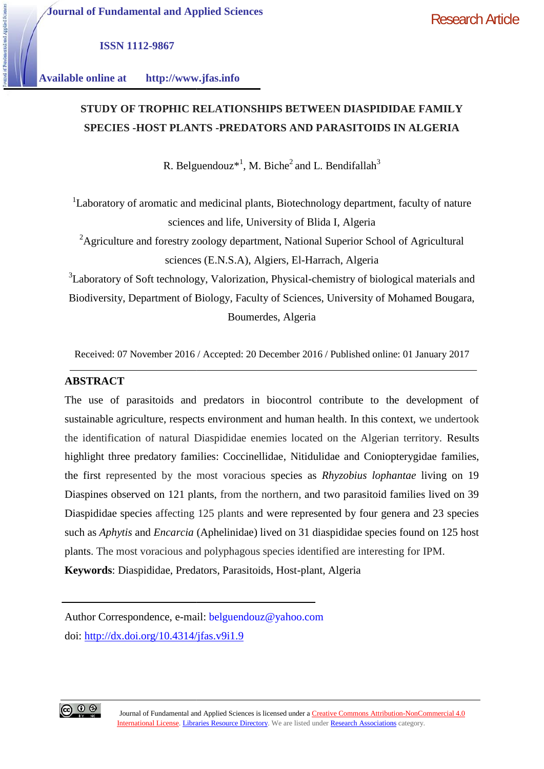Journal of Fundamental and Applied Sciences

ISSN 1112-9867

Available online at http://www.jfas.info

Research Article

# STUDY OF TROPHIC RELATIONSHIPS BETWEEN DIASPIDIDAE FAMILY SPECIES -HOST PLANTS -PREDATORS AND PARASITOIDS IN ALGERIA

R. Belguendouz*[1], M. Biche[2] and L. Bendifallah[3]

[1]Laboratory of aromatic and medicinal plants, Biotechnology department, faculty of nature sciences and life, University of Blida I, Algeria

[2]Agriculture and forestry zoology department, National Superior School of Agricultural sciences (E.N.S.A), Algiers, El-Harrach, Algeria

[3]Laboratory of Soft technology, Valorization, Physical-chemistry of biological materials and Biodiversity, Department of Biology, Faculty of Sciences, University of Mohamed Bougara, Boumerdes, Algeria

Received: 07 November 2016 / Accepted: 20 December 2016 / Published online: 01 January 2017

## ABSTRACT

The use of parasitoids and predators in biocontrol contribute to the development of sustainable agriculture, respects environment and human health. In this context, we undertook the identification of natural Diaspididae enemies located on the Algerian territory. Results highlight three predatory families: Coccinellidae, Nitidulidae and Coniopterygidae families, the first represented by the most voracious species as *Rhyzobius lophantae* living on 19 Diaspines observed on 121 plants, from the northern, and two parasitoid families lived on 39 Diaspididae species affecting 125 plants and were represented by four genera and 23 species such as *Aphytis* and *Encarcia* (Aphelinidae) lived on 31 diaspididae species found on 125 host plants. The most voracious and polyphagous species identified are interesting for IPM.

**Keywords**: Diaspididae, Predators, Parasitoids, Host-plant, Algeria

Author Correspondence, e-mail: belguendouz@yahoo.com

doi: http://dx.doi.org/10.4314/jfas.v9i1.9

Journal of Fundamental and Applied Sciences is licensed under a Creative Commons Attribution-NonCommercial 4.0 International License. Libraries Resource Directory. We are listed under Research Associations category.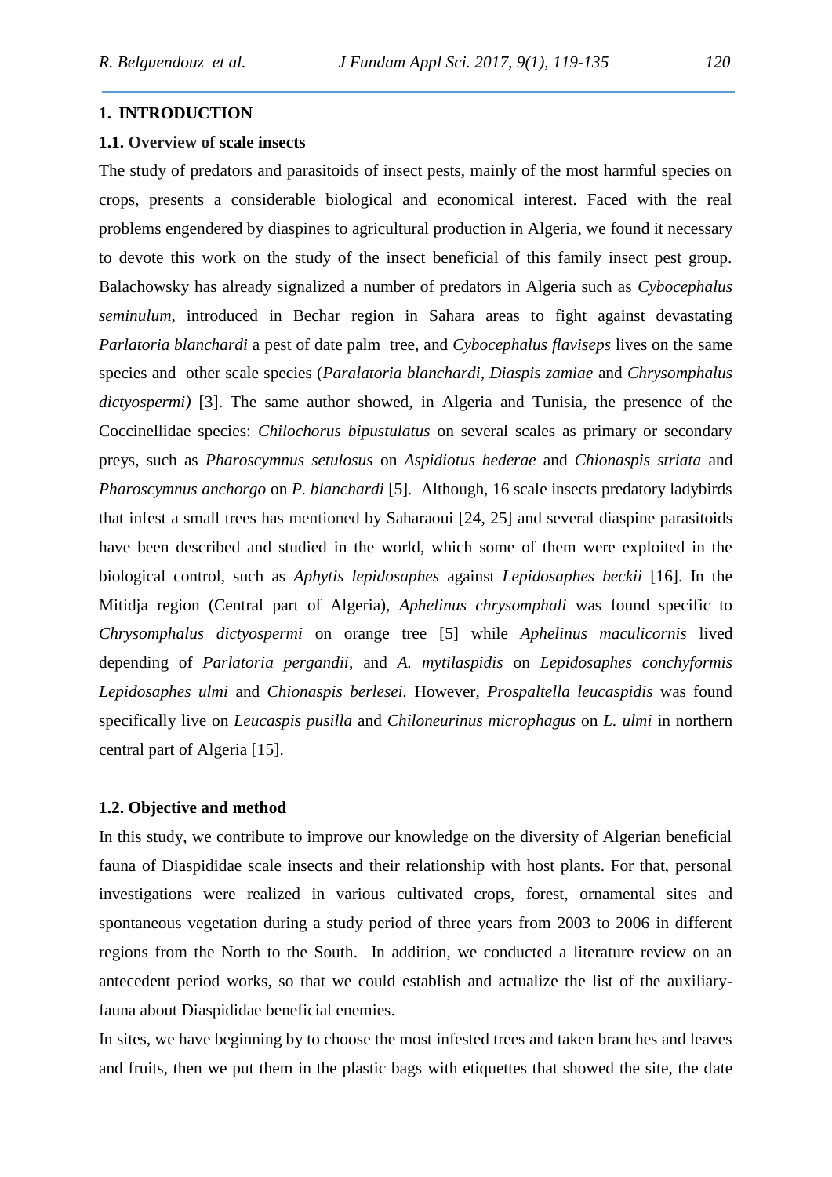## 1. INTRODUCTION

### 1.1. Overview of scale insects

The study of predators and parasitoids of insect pests, mainly of the most harmful species on crops, presents a considerable biological and economical interest. Faced with the real problems engendered by diaspines to agricultural production in Algeria, we found it necessary to devote this work on the study of the insect beneficial of this family insect pest group. Balachowsky has already signalized a number of predators in Algeria such as *Cybocephalus seminulum*, introduced in Bechar region in Sahara areas to fight against devastating *Parlatoria blanchardi* a pest of date palm tree, and *Cybocephalus flaviseps* lives on the same species and other scale species (*Paralatoria blanchardi*, *Diaspis zamiae* and *Chrysomphalus dictyospermi)* [3]. The same author showed, in Algeria and Tunisia, the presence of the Coccinellidae species: *Chilochorus bipustulatus* on several scales as primary or secondary preys, such as *Pharoscymnus setulosus* on *Aspidiotus hederae* and *Chionaspis striata* and *Pharoscymnus anchorgo* on *P. blanchardi* [5]. Although, 16 scale insects predatory ladybirds that infest a small trees has mentioned by Saharaoui [24, 25] and several diaspine parasitoids have been described and studied in the world, which some of them were exploited in the biological control, such as *Aphytis lepidosaphes* against *Lepidosaphes beckii* [16]. In the Mitidja region (Central part of Algeria), *Aphelinus chrysomphali* was found specific to *Chrysomphalus dictyospermi* on orange tree [5] while *Aphelinus maculicornis* lived depending of *Parlatoria pergandii*, and *A. mytilaspidis* on *Lepidosaphes conchyformis Lepidosaphes ulmi* and *Chionaspis berlesei.* However, *Prospaltella leucaspidis* was found specifically live on *Leucaspis pusilla* and *Chiloneurinus microphagus* on *L. ulmi* in northern central part of Algeria [15].

### 1.2. Objective and method

In this study, we contribute to improve our knowledge on the diversity of Algerian beneficial fauna of Diaspididae scale insects and their relationship with host plants. For that, personal investigations were realized in various cultivated crops, forest, ornamental sites and spontaneous vegetation during a study period of three years from 2003 to 2006 in different regions from the North to the South. In addition, we conducted a literature review on an antecedent period works, so that we could establish and actualize the list of the auxiliary-fauna about Diaspididae beneficial enemies.

In sites, we have beginning by to choose the most infested trees and taken branches and leaves and fruits, then we put them in the plastic bags with etiquettes that showed the site, the date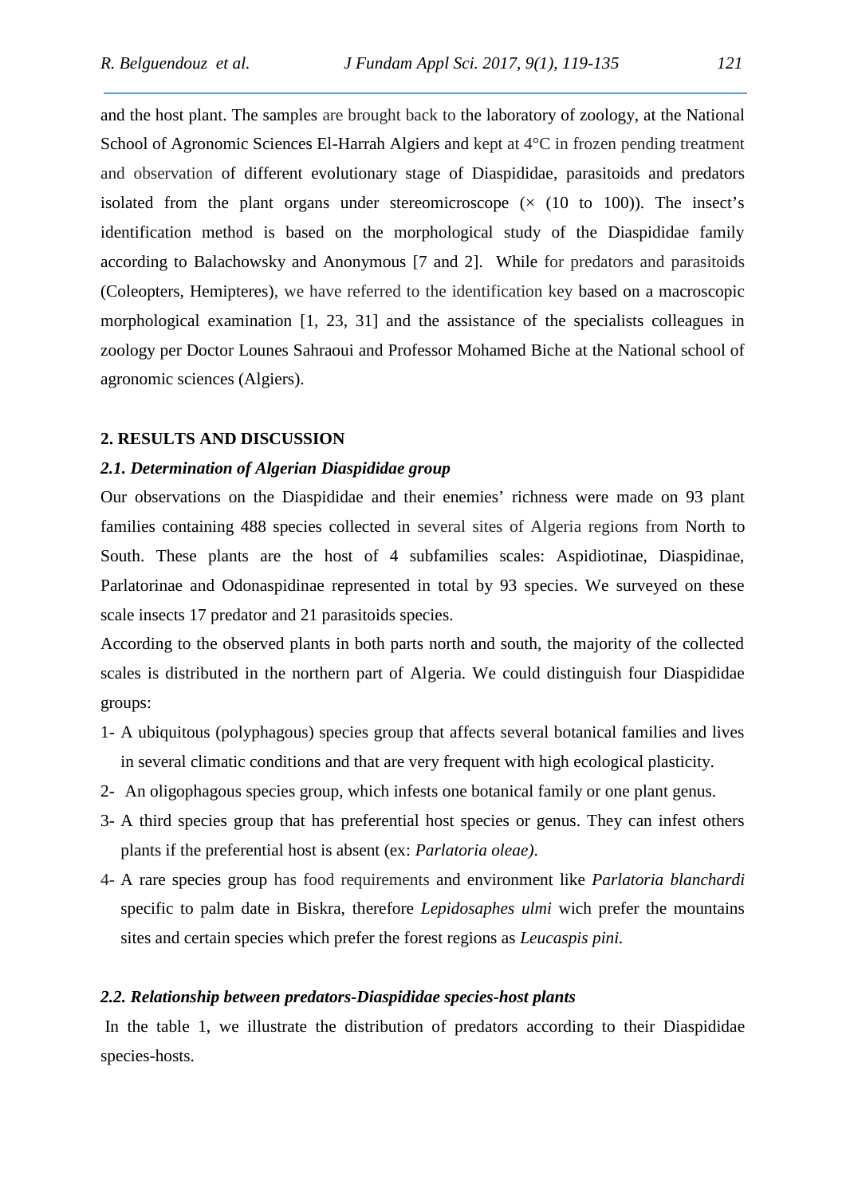and the host plant. The samples are brought back to the laboratory of zoology, at the National School of Agronomic Sciences El-Harrah Algiers and kept at 4°C in frozen pending treatment and observation of different evolutionary stage of Diaspididae, parasitoids and predators isolated from the plant organs under stereomicroscope (× (10 to 100)). The insect's identification method is based on the morphological study of the Diaspididae family according to Balachowsky and Anonymous [7 and 2]. While for predators and parasitoids (Coleopters, Hemipteres), we have referred to the identification key based on a macroscopic morphological examination [1, 23, 31] and the assistance of the specialists colleagues in zoology per Doctor Lounes Sahraoui and Professor Mohamed Biche at the National school of agronomic sciences (Algiers).

## 2. RESULTS AND DISCUSSION

### *2.1. Determination of Algerian Diaspididae group*

Our observations on the Diaspididae and their enemies' richness were made on 93 plant families containing 488 species collected in several sites of Algeria regions from North to South. These plants are the host of 4 subfamilies scales: Aspidiotinae, Diaspidinae, Parlatorinae and Odonaspidinae represented in total by 93 species. We surveyed on these scale insects 17 predator and 21 parasitoids species.

According to the observed plants in both parts north and south, the majority of the collected scales is distributed in the northern part of Algeria. We could distinguish four Diaspididae groups:

1- A ubiquitous (polyphagous) species group that affects several botanical families and lives in several climatic conditions and that are very frequent with high ecological plasticity.

2- An oligophagous species group, which infests one botanical family or one plant genus.

3- A third species group that has preferential host species or genus. They can infest others plants if the preferential host is absent (ex: *Parlatoria oleae)*.

4- A rare species group has food requirements and environment like *Parlatoria blanchardi* specific to palm date in Biskra, therefore *Lepidosaphes ulmi* wich prefer the mountains sites and certain species which prefer the forest regions as *Leucaspis pini.*

### *2.2. Relationship between predators-Diaspididae species-host plants*

In the table 1, we illustrate the distribution of predators according to their Diaspididae species-hosts.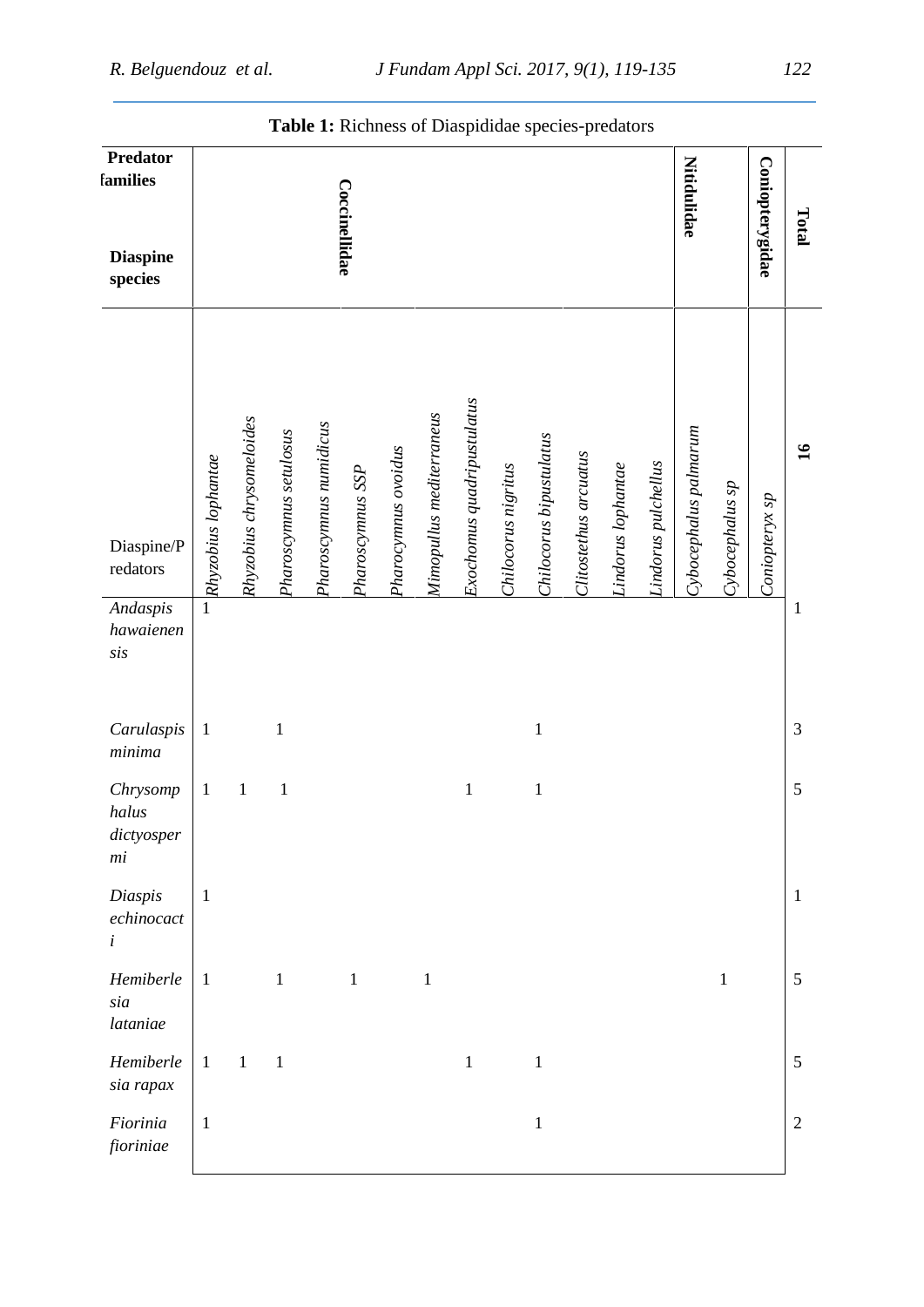**Table 1:** Richness of Diaspididae species-predators

| Predator families / Diaspine species | Coccinellidae | | | | | | | | | | | | | Nitidulidae | | Coniopterygidae | Total |
|---|---|---|---|---|---|---|---|---|---|---|---|---|---|---|---|---|---|
| Diaspine/Predators | *Rhyzobius lophantae* | *Rhyzobius chrysomeloides* | *Pharoscymnus setulosus* | *Pharoscymnus numidicus* | *Pharoscymnus SSP* | *Pharocymnus ovoidus* | *Mimopullus mediterraneus* | *Exochomus quadripustulatus* | *Chilocorus nigritus* | *Chilocorus bipustulatus* | *Clitostethus arcuatus* | *Lindorus lophantae* | *Lindorus pulchellus* | *Cybocephalus palmarum* | *Cybocephalus sp* | *Coniopteryx sp* | **16** |
| *Andaspis hawaienensis* | 1 | | | | | | | | | | | | | | | | 1 |
| *Carulaspis minima* | 1 | | 1 | | | | | | | 1 | | | | | | | 3 |
| *Chrysomphalus dictyospermi* | 1 | 1 | 1 | | | | | 1 | | 1 | | | | | | | 5 |
| *Diaspis echinocacti* | 1 | | | | | | | | | | | | | | | | 1 |
| *Hemiberlesia lataniae* | 1 | | 1 | | 1 | | 1 | | | | | | | | 1 | | 5 |
| *Hemiberlesia rapax* | 1 | 1 | 1 | | | | | 1 | | 1 | | | | | | | 5 |
| *Fiorinia fioriniae* | 1 | | | | | | | | | 1 | | | | | | | 2 |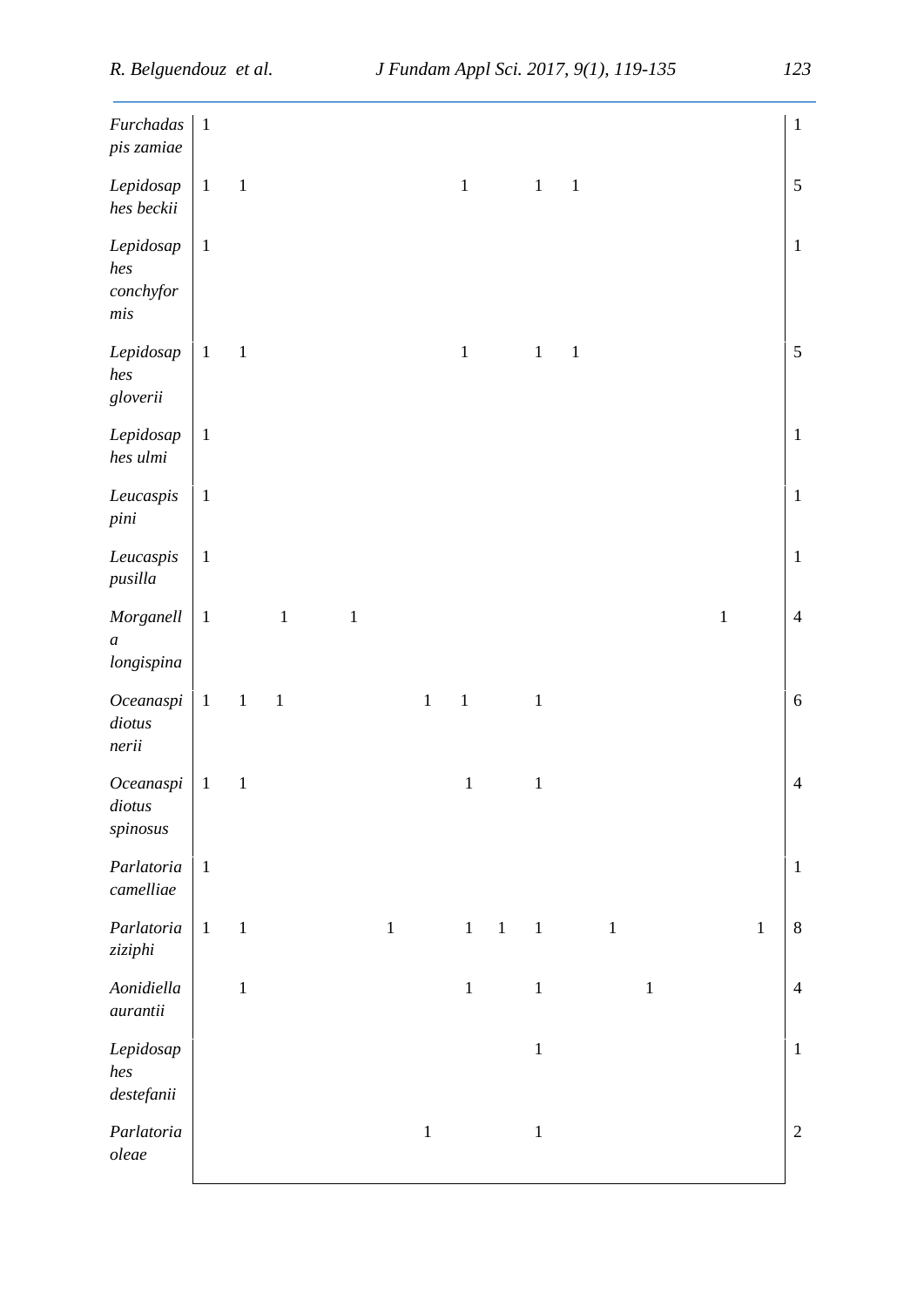| | | | | | | | | | | | | | | | | | |
|---|---|---|---|---|---|---|---|---|---|---|---|---|---|---|---|---|---|
| *Furchadaspis zamiae* | 1 | | | | | | | | | | | | | | | | 1 |
| *Lepidosaphes beckii* | 1 | 1 | | | | | | 1 | | 1 | 1 | | | | | | 5 |
| *Lepidosaphes conchyformis* | 1 | | | | | | | | | | | | | | | | 1 |
| *Lepidosaphes gloverii* | 1 | 1 | | | | | | 1 | | 1 | 1 | | | | | | 5 |
| *Lepidosaphes ulmi* | 1 | | | | | | | | | | | | | | | | 1 |
| *Leucaspis pini* | 1 | | | | | | | | | | | | | | | | 1 |
| *Leucaspis pusilla* | 1 | | | | | | | | | | | | | | | | 1 |
| *Morganella longispina* | 1 | | 1 | | 1 | | | | | | | | | | 1 | | 4 |
| *Oceanaspidiotus nerii* | 1 | 1 | 1 | | | | 1 | 1 | | 1 | | | | | | | 6 |
| *Oceanaspidiotus spinosus* | 1 | 1 | | | | | | 1 | | 1 | | | | | | | 4 |
| *Parlatoria camelliae* | 1 | | | | | | | | | | | | | | | | 1 |
| *Parlatoria ziziphi* | 1 | 1 | | | | 1 | | 1 | 1 | 1 | | 1 | | | | 1 | 8 |
| *Aonidiella aurantii* | | 1 | | | | | | 1 | | 1 | | | 1 | | | | 4 |
| *Lepidosaphes destefanii* | | | | | | | | | | 1 | | | | | | | 1 |
| *Parlatoria oleae* | | | | | | | 1 | | | 1 | | | | | | | 2 |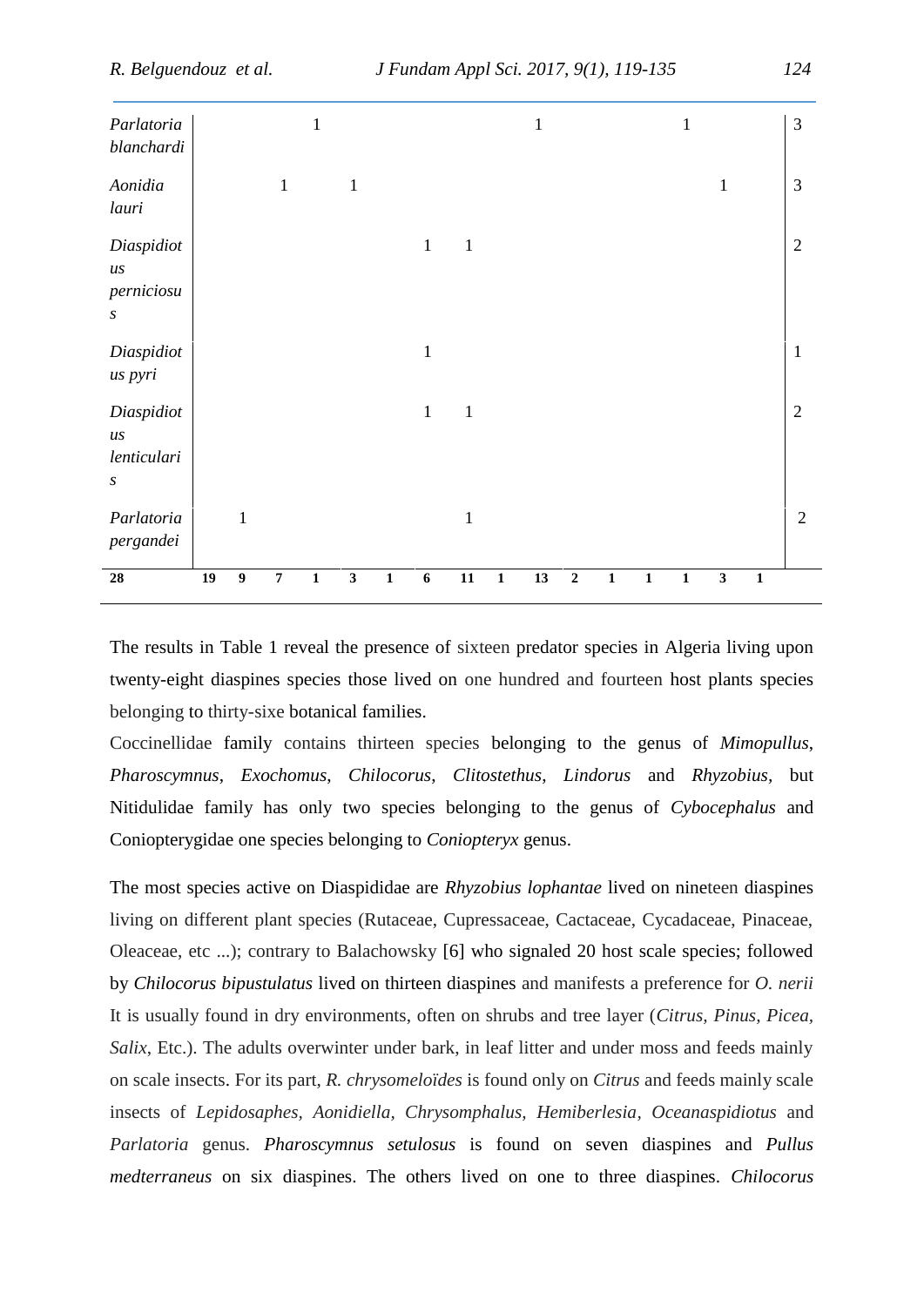| | | | | | | | | | | | | | | | | | |
|---|---|---|---|---|---|---|---|---|---|---|---|---|---|---|---|---|---|
| *Parlatoria blanchardi* | | | | 1 | | | | | | 1 | | | | 1 | | | 3 |
| *Aonidia lauri* | | | 1 | | 1 | | | | | | | | | | 1 | | 3 |
| *Diaspidiotus perniciosus* | | | | | | | 1 | 1 | | | | | | | | | 2 |
| *Diaspidiotus pyri* | | | | | | | 1 | | | | | | | | | | 1 |
| *Diaspidiotus lenticularis* | | | | | | | 1 | 1 | | | | | | | | | 2 |
| *Parlatoria pergandei* | | 1 | | | | | | 1 | | | | | | | | | 2 |
| **28** | **19** | **9** | **7** | **1** | **3** | **1** | **6** | **11** | **1** | **13** | **2** | **1** | **1** | **1** | **3** | **1** | |

The results in Table 1 reveal the presence of sixteen predator species in Algeria living upon twenty-eight diaspines species those lived on one hundred and fourteen host plants species belonging to thirty-sixe botanical families.

Coccinellidae family contains thirteen species belonging to the genus of *Mimopullus*, *Pharoscymnus*, *Exochomus*, *Chilocorus*, *Clitostethus*, *Lindorus* and *Rhyzobius*, but Nitidulidae family has only two species belonging to the genus of *Cybocephalus* and Coniopterygidae one species belonging to *Coniopteryx* genus.

The most species active on Diaspididae are *Rhyzobius lophantae* lived on nineteen diaspines living on different plant species (Rutaceae, Cupressaceae, Cactaceae, Cycadaceae, Pinaceae, Oleaceae, etc ...); contrary to Balachowsky [6] who signaled 20 host scale species; followed by *Chilocorus bipustulatus* lived on thirteen diaspines and manifests a preference for *O. nerii* It is usually found in dry environments, often on shrubs and tree layer (*Citrus, Pinus, Picea, Salix*, Etc.). The adults overwinter under bark, in leaf litter and under moss and feeds mainly on scale insects. For its part, *R. chrysomeloïdes* is found only on *Citrus* and feeds mainly scale insects of *Lepidosaphes, Aonidiella, Chrysomphalus, Hemiberlesia, Oceanaspidiotus* and *Parlatoria* genus. *Pharoscymnus setulosus* is found on seven diaspines and *Pullus medterraneus* on six diaspines. The others lived on one to three diaspines. *Chilocorus*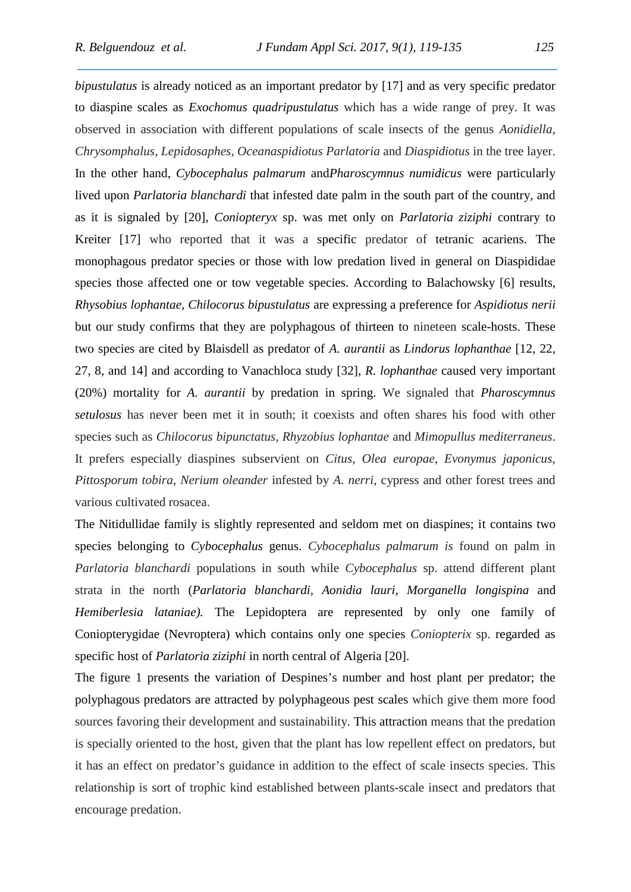*bipustulatus* is already noticed as an important predator by [17] and as very specific predator to diaspine scales as *Exochomus quadripustulatus* which has a wide range of prey. It was observed in association with different populations of scale insects of the genus *Aonidiella*, *Chrysomphalus*, *Lepidosaphes*, *Oceanaspidiotus Parlatoria* and *Diaspidiotus* in the tree layer. In the other hand, *Cybocephalus palmarum* and*Pharoscymnus numidicus* were particularly lived upon *Parlatoria blanchardi* that infested date palm in the south part of the country, and as it is signaled by [20], *Coniopteryx* sp. was met only on *Parlatoria ziziphi* contrary to Kreiter [17] who reported that it was a specific predator of tetranic acariens. The monophagous predator species or those with low predation lived in general on Diaspididae species those affected one or tow vegetable species. According to Balachowsky [6] results, *Rhysobius lophantae*, *Chilocorus bipustulatus* are expressing a preference for *Aspidiotus nerii* but our study confirms that they are polyphagous of thirteen to nineteen scale-hosts. These two species are cited by Blaisdell as predator of *A. aurantii* as *Lindorus lophanthae* [12, 22, 27, 8, and 14] and according to Vanachloca study [32], *R. lophanthae* caused very important (20%) mortality for *A. aurantii* by predation in spring. We signaled that ***Pharoscymnus setulosus*** has never been met it in south; it coexists and often shares his food with other species such as *Chilocorus bipunctatus*, *Rhyzobius lophantae* and *Mimopullus mediterraneus*. It prefers especially diaspines subservient on *Citus*, *Olea europae*, *Evonymus japonicus*, *Pittosporum tobira*, *Nerium oleander* infested by *A. nerri*, cypress and other forest trees and various cultivated rosacea.

The Nitidullidae family is slightly represented and seldom met on diaspines; it contains two species belonging to *Cybocephalus* genus. *Cybocephalus palmarum is* found on palm in *Parlatoria blanchardi* populations in south while *Cybocephalus* sp. attend different plant strata in the north (*Parlatoria blanchardi*, *Aonidia lauri, Morganella longispina* and *Hemiberlesia lataniae).* The Lepidoptera are represented by only one family of Coniopterygidae (Nevroptera) which contains only one species *Coniopterix* sp. regarded as specific host of *Parlatoria ziziphi* in north central of Algeria [20].

The figure 1 presents the variation of Despines's number and host plant per predator; the polyphagous predators are attracted by polyphageous pest scales which give them more food sources favoring their development and sustainability. This attraction means that the predation is specially oriented to the host, given that the plant has low repellent effect on predators, but it has an effect on predator's guidance in addition to the effect of scale insects species. This relationship is sort of trophic kind established between plants-scale insect and predators that encourage predation.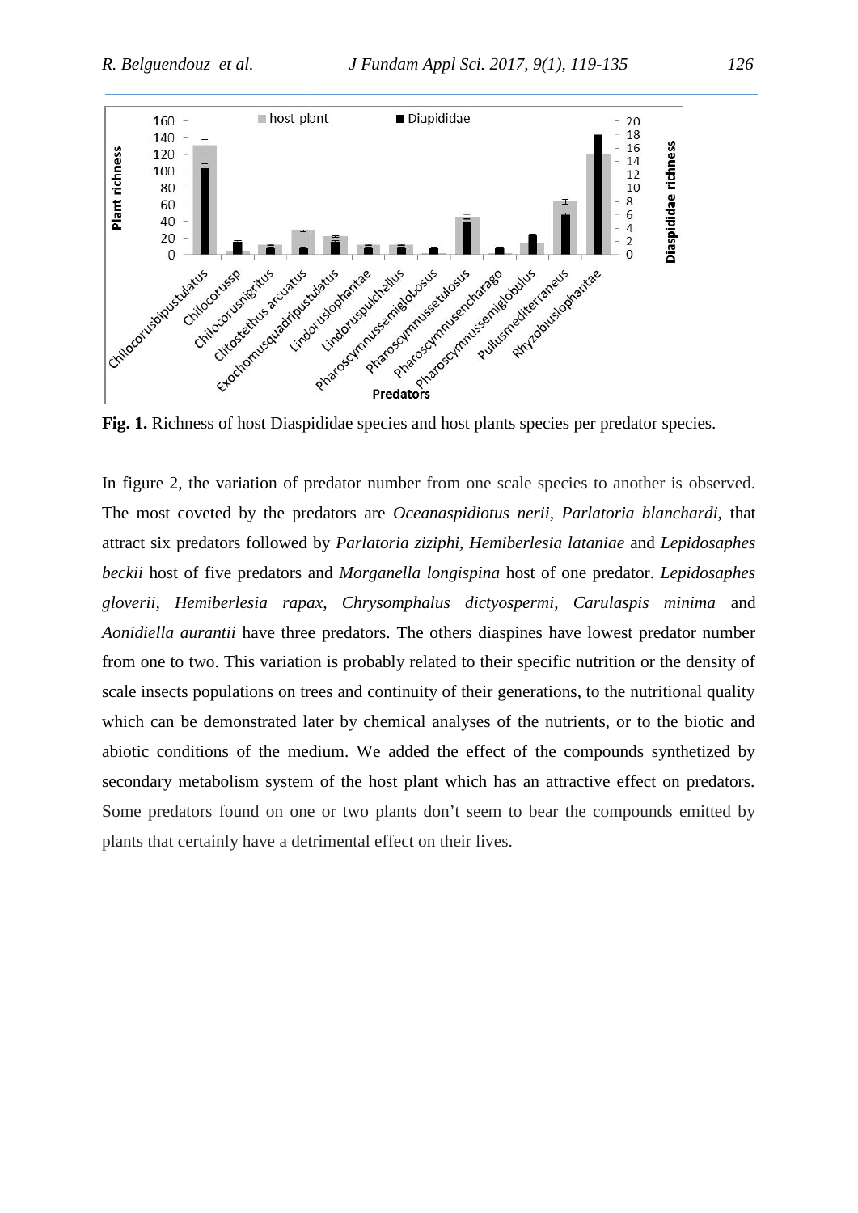**Fig. 1.** Richness of host Diaspididae species and host plants species per predator species.

In figure 2, the variation of predator number from one scale species to another is observed. The most coveted by the predators are *Oceanaspidiotus nerii, Parlatoria blanchardi,* that attract six predators followed by *Parlatoria ziziphi*, *Hemiberlesia lataniae* and *Lepidosaphes beckii* host of five predators and *Morganella longispina* host of one predator. *Lepidosaphes gloverii, Hemiberlesia rapax, Chrysomphalus dictyospermi, Carulaspis minima* and *Aonidiella aurantii* have three predators. The others diaspines have lowest predator number from one to two. This variation is probably related to their specific nutrition or the density of scale insects populations on trees and continuity of their generations, to the nutritional quality which can be demonstrated later by chemical analyses of the nutrients, or to the biotic and abiotic conditions of the medium. We added the effect of the compounds synthetized by secondary metabolism system of the host plant which has an attractive effect on predators. Some predators found on one or two plants don't seem to bear the compounds emitted by plants that certainly have a detrimental effect on their lives.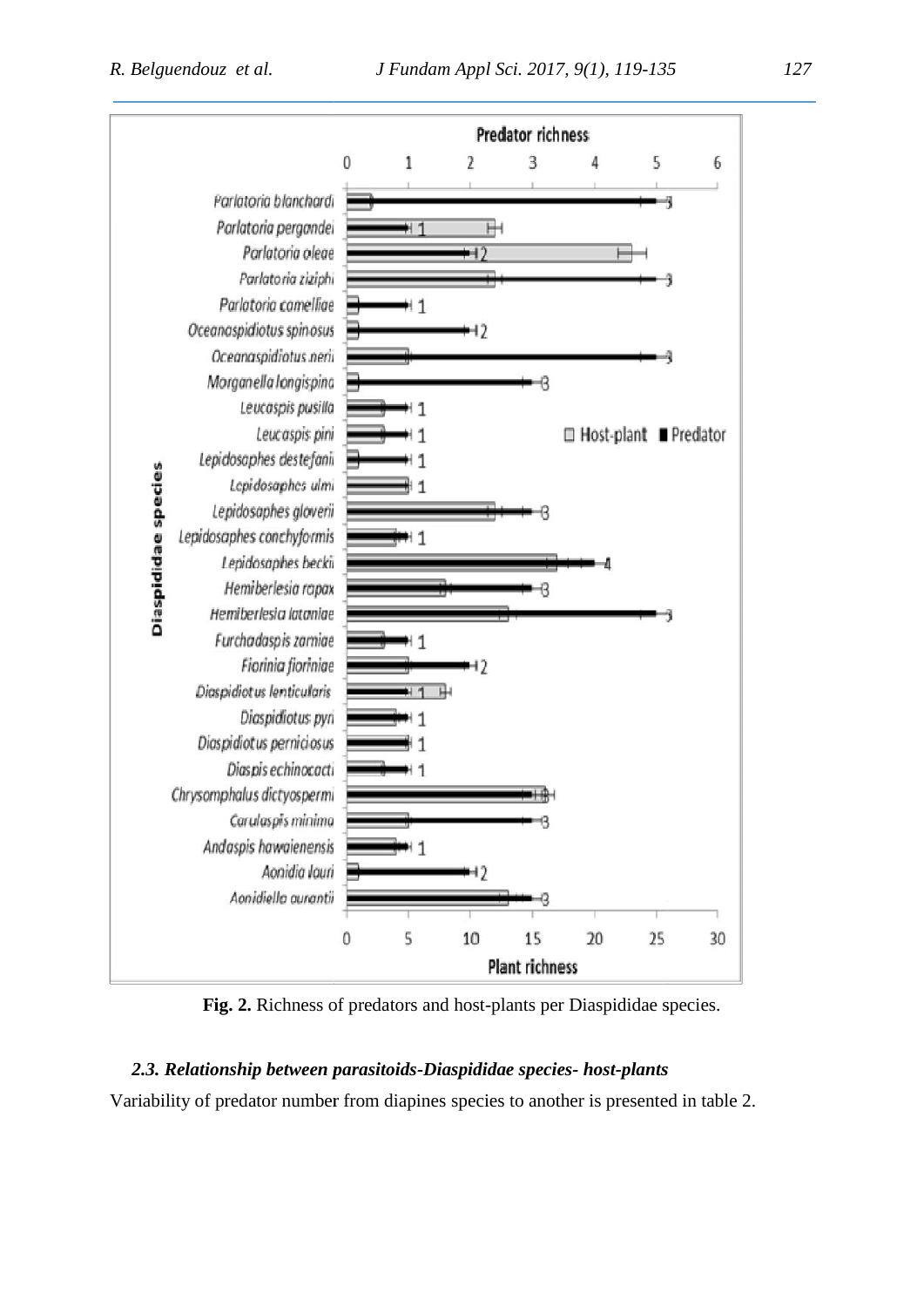**Fig. 2.** Richness of predators and host-plants per Diaspididae species.

### *2.3. Relationship between parasitoids-Diaspididae species- host-plants*

Variability of predator number from diapines species to another is presented in table 2.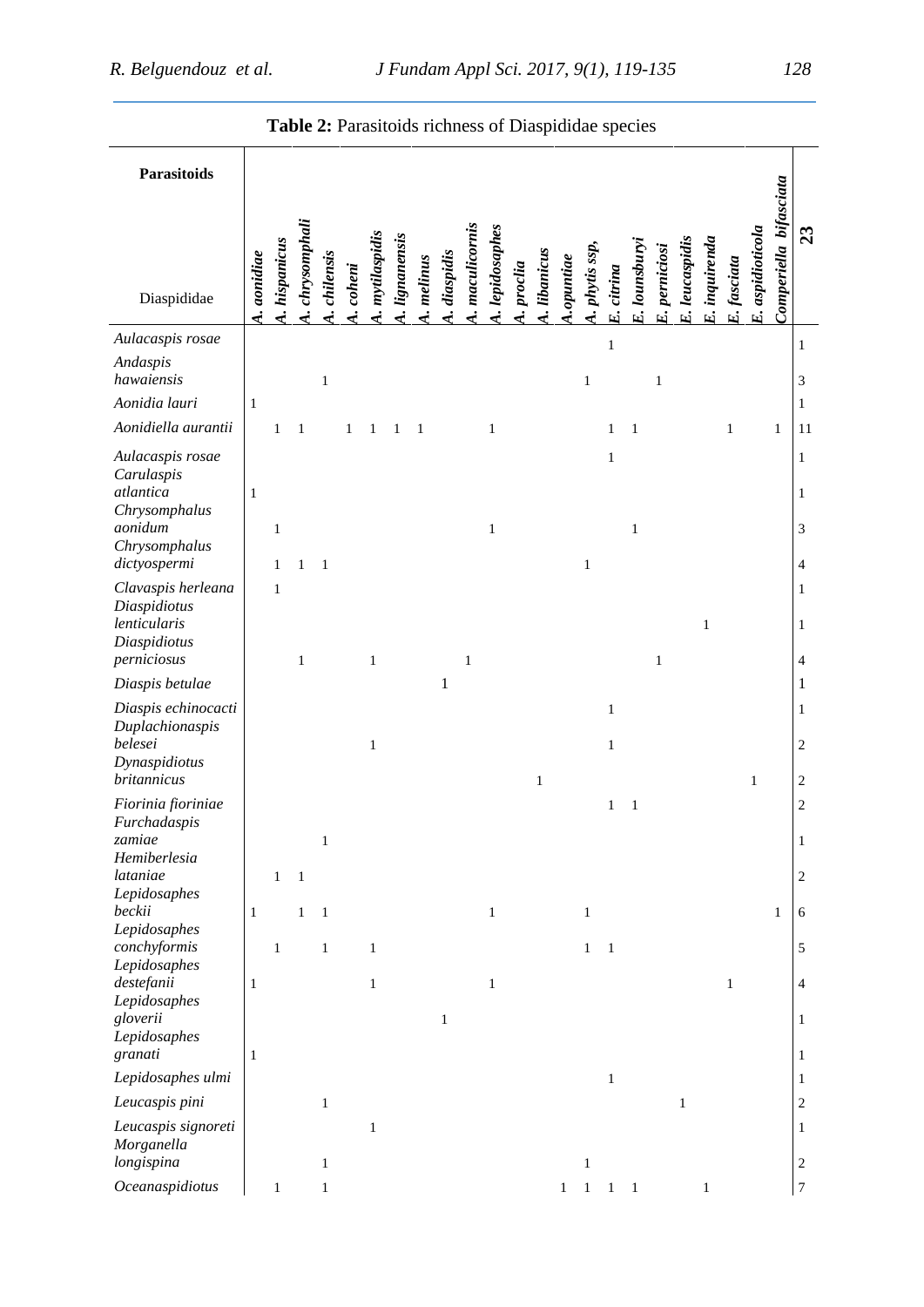**Table 2:** Parasitoids richness of Diaspididae species

| Parasitoids / Diaspididae | *A. aonidiae* | *A. hispanicus* | *A. chrysomphali* | *A. chilensis* | *A. coheni* | *A. mytilaspidis* | *A. lignanensis* | *A. melinus* | *A. diaspidis* | *A. maculicornis* | *A. lepidosaphes* | *A. proclia* | *A. libanicus* | *A.opuntiae* | *A. phytis ssp,* | *E. citrina* | *E. lounsburyi* | *E. perniciosi* | *E. leucaspidis* | *E. inquirenda* | *E. fasciata* | *E. aspidioticola* | *Comperiella bifasciata* | **23** |
|---|---|---|---|---|---|---|---|---|---|---|---|---|---|---|---|---|---|---|---|---|---|---|---|---|
| *Aulacaspis rosae* | | | | | | | | | | | | | | | | 1 | | | | | | | | 1 |
| *Andaspis hawaiensis* | | | | 1 | | | | | | | | | | | 1 | | | 1 | | | | | | 3 |
| *Aonidia lauri* | 1 | | | | | | | | | | | | | | | | | | | | | | | 1 |
| *Aonidiella aurantii* | | 1 | 1 | | 1 | 1 | 1 | 1 | | | 1 | | | | | 1 | 1 | | | | 1 | | 1 | 11 |
| *Aulacaspis rosae* | | | | | | | | | | | | | | | | 1 | | | | | | | | 1 |
| *Carulaspis atlantica* | 1 | | | | | | | | | | | | | | | | | | | | | | | 1 |
| *Chrysomphalus aonidum* | | 1 | | | | | | | | | 1 | | | | | | 1 | | | | | | | 3 |
| *Chrysomphalus dictyospermi* | | 1 | 1 | 1 | | | | | | | | | | | 1 | | | | | | | | | 4 |
| *Clavaspis herleana* | | 1 | | | | | | | | | | | | | | | | | | | | | | 1 |
| *Diaspidiotus lenticularis* | | | | | | | | | | | | | | | | | | | | 1 | | | | 1 |
| *Diaspidiotus perniciosus* | | | 1 | | | 1 | | | | 1 | | | | | | | | 1 | | | | | | 4 |
| *Diaspis betulae* | | | | | | | | | 1 | | | | | | | | | | | | | | | 1 |
| *Diaspis echinocacti* | | | | | | | | | | | | | | | | 1 | | | | | | | | 1 |
| *Duplachionaspis belesei* | | | | | | 1 | | | | | | | | | | 1 | | | | | | | | 2 |
| *Dynaspidiotus britannicus* | | | | | | | | | | | | | 1 | | | | | | | | | 1 | | 2 |
| *Fiorinia fioriniae* | | | | | | | | | | | | | | | | 1 | 1 | | | | | | | 2 |
| *Furchadaspis zamiae* | | | | 1 | | | | | | | | | | | | | | | | | | | | 1 |
| *Hemiberlesia lataniae* | | 1 | 1 | | | | | | | | | | | | | | | | | | | | | 2 |
| *Lepidosaphes beckii* | 1 | | 1 | 1 | | | | | | | 1 | | | | 1 | | | | | | | | 1 | 6 |
| *Lepidosaphes conchyformis* | | 1 | | 1 | | 1 | | | | | | | | | 1 | 1 | | | | | | | | 5 |
| *Lepidosaphes destefanii* | 1 | | | | | 1 | | | | | 1 | | | | | | | | | | 1 | | | 4 |
| *Lepidosaphes gloverii* | | | | | | | | | 1 | | | | | | | | | | | | | | | 1 |
| *Lepidosaphes granati* | 1 | | | | | | | | | | | | | | | | | | | | | | | 1 |
| *Lepidosaphes ulmi* | | | | | | | | | | | | | | | | 1 | | | | | | | | 1 |
| *Leucaspis pini* | | | | 1 | | | | | | | | | | | | | | | 1 | | | | | 2 |
| *Leucaspis signoreti* | | | | | | 1 | | | | | | | | | | | | | | | | | | 1 |
| *Morganella longispina* | | | | 1 | | | | | | | | | | | 1 | | | | | | | | | 2 |
| *Oceanaspidiotus* | | 1 | | 1 | | | | | | | | | | 1 | 1 | 1 | 1 | | | 1 | | | | 7 |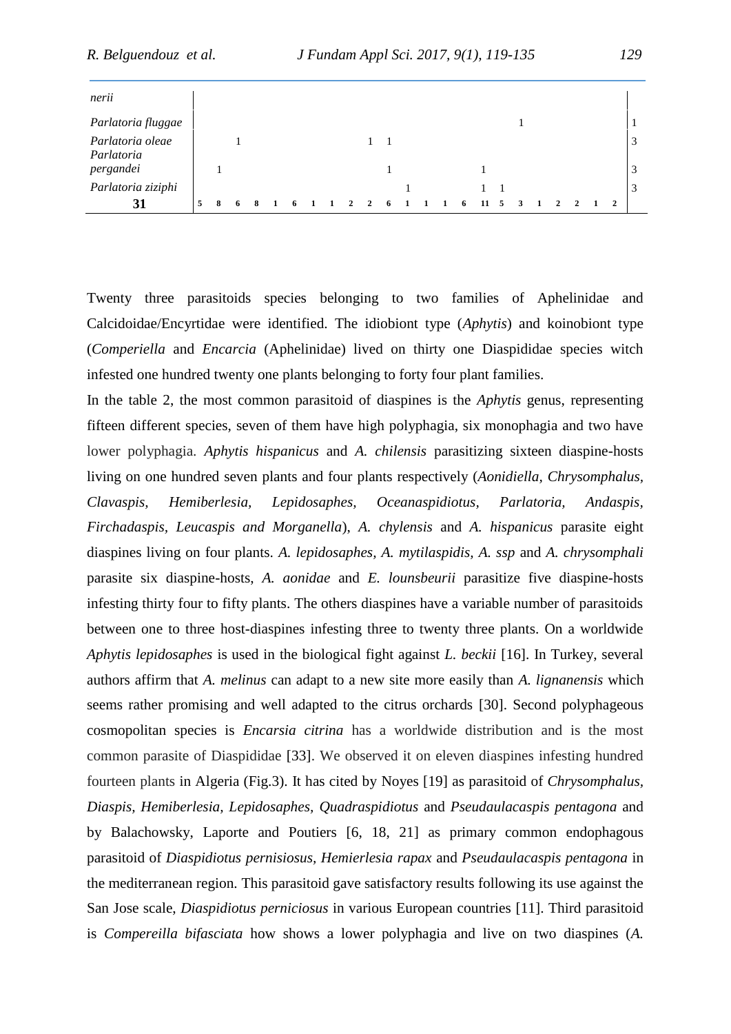| | | | | | | | | | | | | | | | | | | | | | | | | |
|---|---|---|---|---|---|---|---|---|---|---|---|---|---|---|---|---|---|---|---|---|---|---|---|---|
| *nerii* | | | | | | | | | | | | | | | | | | | | | | | | |
| *Parlatoria fluggae* | | | | | | | | | | | | | | | | | | 1 | | | | | | 1 |
| *Parlatoria oleae* | | | 1 | | | | | | | 1 | 1 | | | | | | | | | | | | | 3 |
| *Parlatoria pergandei* | | 1 | | | | | | | | | 1 | | | | | 1 | | | | | | | | 3 |
| *Parlatoria ziziphi* | | | | | | | | | | | | 1 | | | | 1 | 1 | | | | | | | 3 |
| **31** | **5** | **8** | **6** | **8** | **1** | **6** | **1** | **1** | **2** | **2** | **6** | **1** | **1** | **1** | **6** | **11** | **5** | **3** | **1** | **2** | **2** | **1** | **2** | |

Twenty three parasitoids species belonging to two families of Aphelinidae and Calcidoidae/Encyrtidae were identified. The idiobiont type (*Aphytis*) and koinobiont type (*Comperiella* and *Encarcia* (Aphelinidae) lived on thirty one Diaspididae species witch infested one hundred twenty one plants belonging to forty four plant families.

In the table 2, the most common parasitoid of diaspines is the *Aphytis* genus, representing fifteen different species, seven of them have high polyphagia, six monophagia and two have lower polyphagia. *Aphytis hispanicus* and *A. chilensis* parasitizing sixteen diaspine-hosts living on one hundred seven plants and four plants respectively (*Aonidiella, Chrysomphalus, Clavaspis, Hemiberlesia, Lepidosaphes, Oceanaspidiotus, Parlatoria, Andaspis, Firchadaspis, Leucaspis and Morganella*), *A. chylensis* and *A. hispanicus* parasite eight diaspines living on four plants. *A. lepidosaphes, A. mytilaspidis, A. ssp* and *A. chrysomphali* parasite six diaspine-hosts, *A. aonidae* and *E. lounsbeurii* parasitize five diaspine-hosts infesting thirty four to fifty plants. The others diaspines have a variable number of parasitoids between one to three host-diaspines infesting three to twenty three plants. On a worldwide *Aphytis lepidosaphes* is used in the biological fight against *L. beckii* [16]. In Turkey, several authors affirm that *A. melinus* can adapt to a new site more easily than *A. lignanensis* which seems rather promising and well adapted to the citrus orchards [30]. Second polyphageous cosmopolitan species is *Encarsia citrina* has a worldwide distribution and is the most common parasite of Diaspididae [33]. We observed it on eleven diaspines infesting hundred fourteen plants in Algeria (Fig.3). It has cited by Noyes [19] as parasitoid of *Chrysomphalus, Diaspis, Hemiberlesia, Lepidosaphes, Quadraspidiotus* and *Pseudaulacaspis pentagona* and by Balachowsky, Laporte and Poutiers [6, 18, 21] as primary common endophagous parasitoid of *Diaspidiotus pernisiosus, Hemierlesia rapax* and *Pseudaulacaspis pentagona* in the mediterranean region. This parasitoid gave satisfactory results following its use against the San Jose scale, *Diaspidiotus perniciosus* in various European countries [11]. Third parasitoid is *Compereilla bifasciata* how shows a lower polyphagia and live on two diaspines (*A.*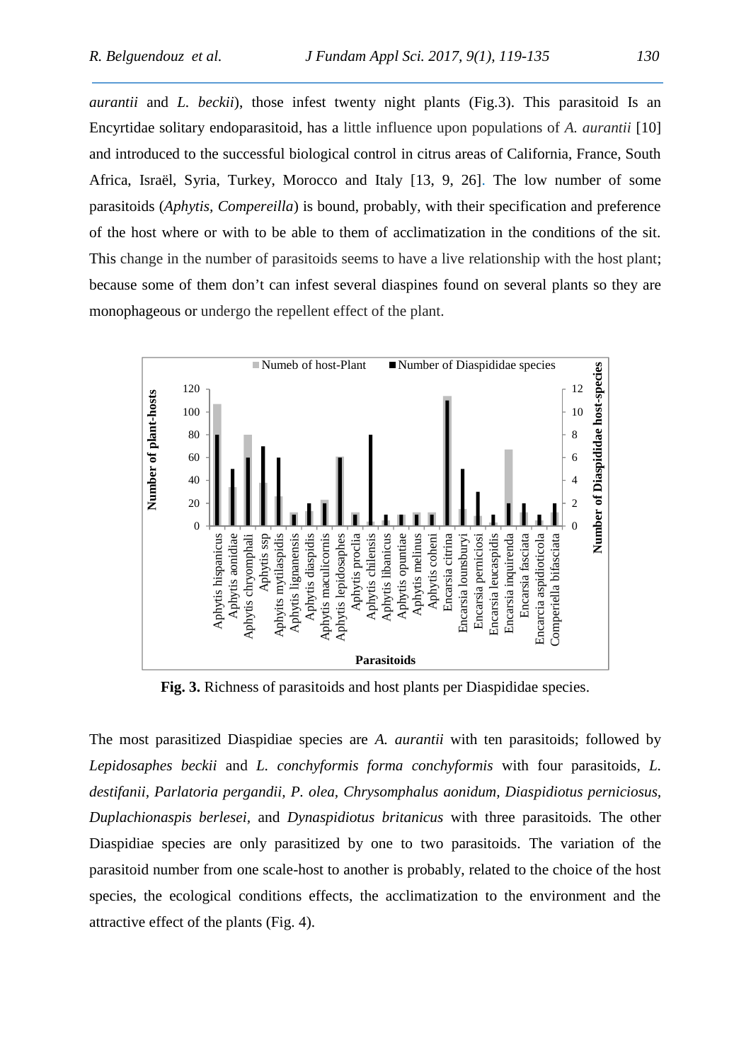*aurantii* and *L. beckii*), those infest twenty night plants (Fig.3). This parasitoid Is an Encyrtidae solitary endoparasitoid, has a little influence upon populations of *A. aurantii* [10] and introduced to the successful biological control in citrus areas of California, France, South Africa, Israël, Syria, Turkey, Morocco and Italy [13, 9, 26]. The low number of some parasitoids (*Aphytis, Compereilla*) is bound, probably, with their specification and preference of the host where or with to be able to them of acclimatization in the conditions of the sit. This change in the number of parasitoids seems to have a live relationship with the host plant; because some of them don't can infest several diaspines found on several plants so they are monophageous or undergo the repellent effect of the plant.

**Fig. 3.** Richness of parasitoids and host plants per Diaspididae species.

The most parasitized Diaspidiae species are *A. aurantii* with ten parasitoids; followed by *Lepidosaphes beckii* and *L. conchyformis forma conchyformis* with four parasitoids, *L. destifanii, Parlatoria pergandii, P. olea, Chrysomphalus aonidum, Diaspidiotus perniciosus, Duplachionaspis berlesei,* and *Dynaspidiotus britanicus* with three parasitoids*.* The other Diaspidiae species are only parasitized by one to two parasitoids. The variation of the parasitoid number from one scale-host to another is probably, related to the choice of the host species, the ecological conditions effects, the acclimatization to the environment and the attractive effect of the plants (Fig. 4).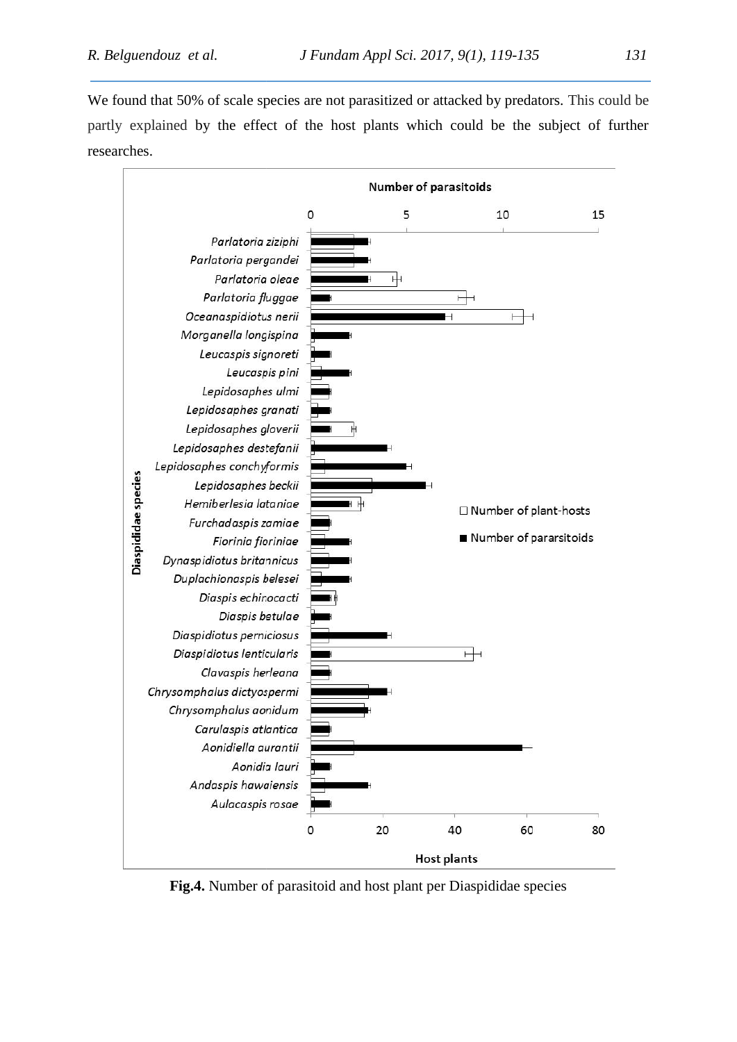We found that 50% of scale species are not parasitized or attacked by predators. This could be partly explained by the effect of the host plants which could be the subject of further researches.

**Fig.4.** Number of parasitoid and host plant per Diaspididae species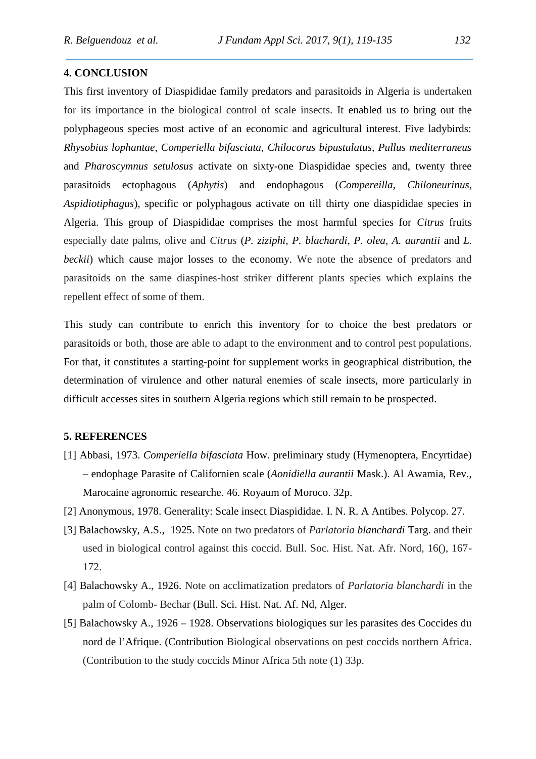## 4. CONCLUSION

This first inventory of Diaspididae family predators and parasitoids in Algeria is undertaken for its importance in the biological control of scale insects. It enabled us to bring out the polyphageous species most active of an economic and agricultural interest. Five ladybirds: *Rhysobius lophantae*, *Comperiella bifasciata, Chilocorus bipustulatus, Pullus mediterraneus* and *Pharoscymnus setulosus* activate on sixty-one Diaspididae species and, twenty three parasitoids ectophagous (*Aphytis*) and endophagous (*Compereilla*, *Chiloneurinus*, *Aspidiotiphagus*), specific or polyphagous activate on till thirty one diaspididae species in Algeria. This group of Diaspididae comprises the most harmful species for *Citrus* fruits especially date palms, olive and *Citrus* (*P. ziziphi, P. blachardi, P. olea, A. aurantii* and *L. beckii*) which cause major losses to the economy. We note the absence of predators and parasitoids on the same diaspines-host striker different plants species which explains the repellent effect of some of them.

This study can contribute to enrich this inventory for to choice the best predators or parasitoids or both, those are able to adapt to the environment and to control pest populations. For that, it constitutes a starting-point for supplement works in geographical distribution, the determination of virulence and other natural enemies of scale insects, more particularly in difficult accesses sites in southern Algeria regions which still remain to be prospected.

## 5. REFERENCES

[1] Abbasi, 1973. *Comperiella bifasciata* How. preliminary study (Hymenoptera, Encyrtidae) – endophage Parasite of Californien scale (*Aonidiella aurantii* Mask.). Al Awamia, Rev., Marocaine agronomic researche. 46. Royaum of Moroco. 32p.

[2] Anonymous, 1978. Generality: Scale insect Diaspididae. I. N. R. A Antibes. Polycop. 27.

[3] Balachowsky, A.S., 1925. Note on two predators of *Parlatoria blanchardi* Targ. and their used in biological control against this coccid. Bull. Soc. Hist. Nat. Afr. Nord, 16(), 167-172.

[4] Balachowsky A., 1926. Note on acclimatization predators of *Parlatoria blanchardi* in the palm of Colomb- Bechar (Bull. Sci. Hist. Nat. Af. Nd, Alger.

[5] Balachowsky A., 1926 – 1928. Observations biologiques sur les parasites des Coccides du nord de l'Afrique. (Contribution Biological observations on pest coccids northern Africa. (Contribution to the study coccids Minor Africa 5th note (1) 33p.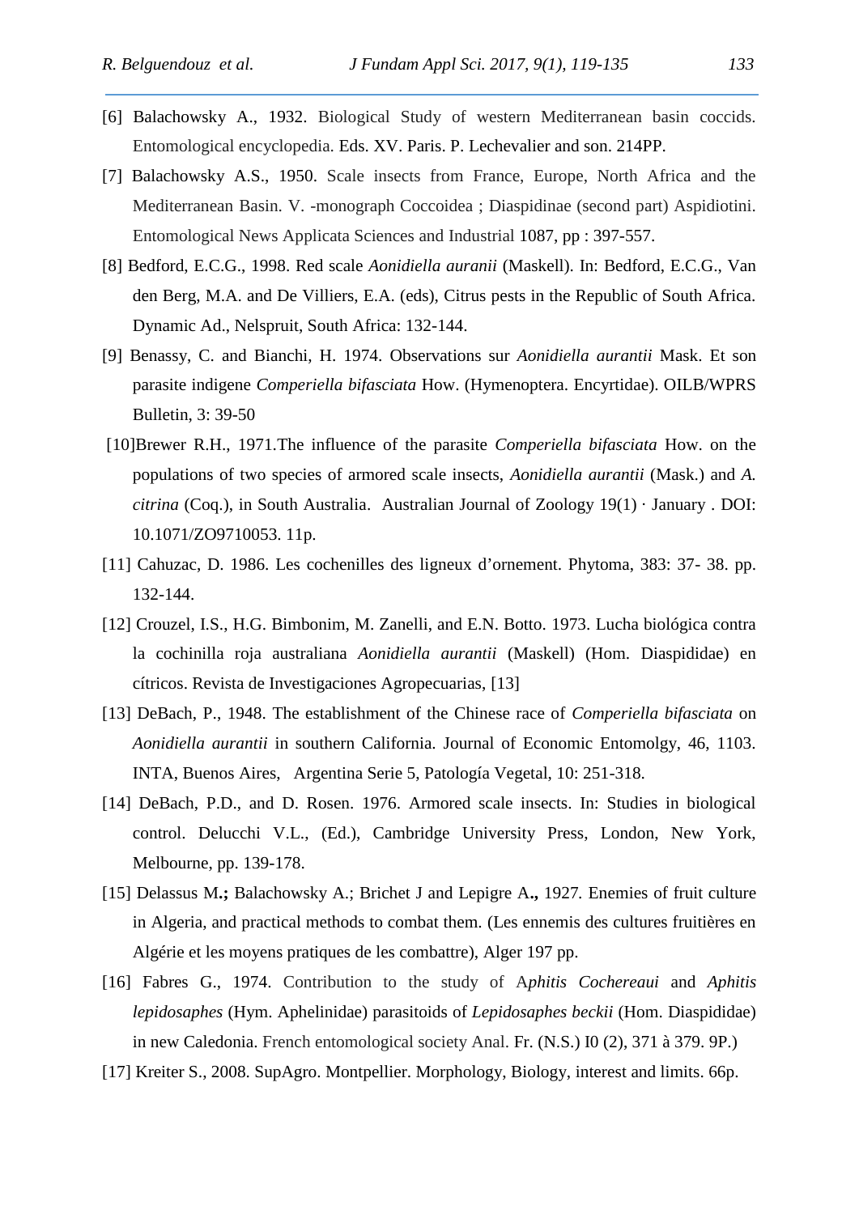[6] Balachowsky A., 1932. Biological Study of western Mediterranean basin coccids. Entomological encyclopedia. Eds. XV. Paris. P. Lechevalier and son. 214PP.

[7] Balachowsky A.S., 1950. Scale insects from France, Europe, North Africa and the Mediterranean Basin. V. -monograph Coccoidea ; Diaspidinae (second part) Aspidiotini. Entomological News Applicata Sciences and Industrial 1087, pp : 397-557.

[8] Bedford, E.C.G., 1998. Red scale *Aonidiella auranii* (Maskell). In: Bedford, E.C.G., Van den Berg, M.A. and De Villiers, E.A. (eds), Citrus pests in the Republic of South Africa. Dynamic Ad., Nelspruit, South Africa: 132-144.

[9] Benassy, C. and Bianchi, H. 1974. Observations sur *Aonidiella aurantii* Mask. Et son parasite indigene *Comperiella bifasciata* How. (Hymenoptera. Encyrtidae). OILB/WPRS Bulletin, 3: 39-50

[10]Brewer R.H., 1971.The influence of the parasite *Comperiella bifasciata* How. on the populations of two species of armored scale insects, *Aonidiella aurantii* (Mask.) and *A. citrina* (Coq.), in South Australia. Australian Journal of Zoology 19(1) · January . DOI: 10.1071/ZO9710053. 11p.

[11] Cahuzac, D. 1986. Les cochenilles des ligneux d'ornement. Phytoma, 383: 37- 38. pp. 132-144.

[12] Crouzel, I.S., H.G. Bimbonim, M. Zanelli, and E.N. Botto. 1973. Lucha biológica contra la cochinilla roja australiana *Aonidiella aurantii* (Maskell) (Hom. Diaspididae) en cítricos. Revista de Investigaciones Agropecuarias, [13]

[13] DeBach, P., 1948. The establishment of the Chinese race of *Comperiella bifasciata* on *Aonidiella aurantii* in southern California. Journal of Economic Entomolgy, 46, 1103. INTA, Buenos Aires, Argentina Serie 5, Patología Vegetal, 10: 251-318.

[14] DeBach, P.D., and D. Rosen. 1976. Armored scale insects. In: Studies in biological control. Delucchi V.L., (Ed.), Cambridge University Press, London, New York, Melbourne, pp. 139-178.

[15] Delassus M**.;** Balachowsky A.; Brichet J and Lepigre A**.,** 1927. Enemies of fruit culture in Algeria, and practical methods to combat them. (Les ennemis des cultures fruitières en Algérie et les moyens pratiques de les combattre), Alger 197 pp.

[16] Fabres G., 1974. Contribution to the study of A*phitis Cochereaui* and *Aphitis lepidosaphes* (Hym. Aphelinidae) parasitoids of *Lepidosaphes beckii* (Hom. Diaspididae) in new Caledonia. French entomological society Anal. Fr. (N.S.) I0 (2), 371 à 379. 9P.)

[17] Kreiter S., 2008. SupAgro. Montpellier. Morphology, Biology, interest and limits. 66p.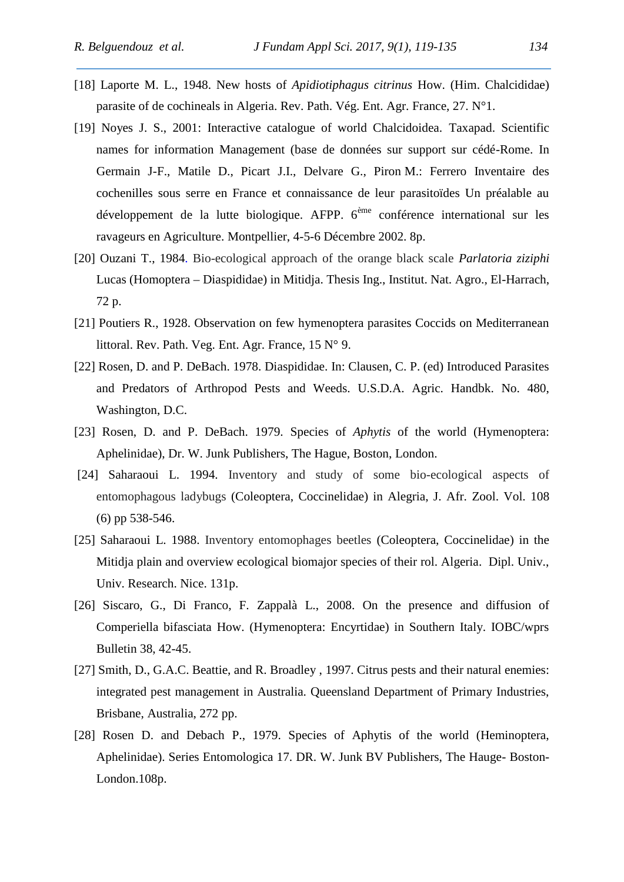[18] Laporte M. L., 1948. New hosts of *Apidiotiphagus citrinus* How. (Him. Chalcididae) parasite of de cochineals in Algeria. Rev. Path. Vég. Ent. Agr. France, 27. N°1.

[19] Noyes J. S., 2001: Interactive catalogue of world Chalcidoidea. Taxapad. Scientific names for information Management (base de données sur support sur cédé-Rome. In Germain J-F., Matile D., Picart J.I., Delvare G., Piron M.: Ferrero Inventaire des cochenilles sous serre en France et connaissance de leur parasitoïdes Un préalable au développement de la lutte biologique. AFPP. 6ème conférence international sur les ravageurs en Agriculture. Montpellier, 4-5-6 Décembre 2002. 8p.

[20] Ouzani T., 1984. Bio-ecological approach of the orange black scale *Parlatoria ziziphi* Lucas (Homoptera – Diaspididae) in Mitidja. Thesis Ing., Institut. Nat. Agro., El-Harrach, 72 p.

[21] Poutiers R., 1928. Observation on few hymenoptera parasites Coccids on Mediterranean littoral. Rev. Path. Veg. Ent. Agr. France, 15 N° 9.

[22] Rosen, D. and P. DeBach. 1978. Diaspididae. In: Clausen, C. P. (ed) Introduced Parasites and Predators of Arthropod Pests and Weeds. U.S.D.A. Agric. Handbk. No. 480, Washington, D.C.

[23] Rosen, D. and P. DeBach. 1979. Species of *Aphytis* of the world (Hymenoptera: Aphelinidae), Dr. W. Junk Publishers, The Hague, Boston, London.

[24] Saharaoui L. 1994. Inventory and study of some bio-ecological aspects of entomophagous ladybugs (Coleoptera, Coccinelidae) in Alegria, J. Afr. Zool. Vol. 108 (6) pp 538-546.

[25] Saharaoui L. 1988. Inventory entomophages beetles (Coleoptera, Coccinelidae) in the Mitidja plain and overview ecological biomajor species of their rol. Algeria. Dipl. Univ., Univ. Research. Nice. 131p.

[26] Siscaro, G., Di Franco, F. Zappalà L., 2008. On the presence and diffusion of Comperiella bifasciata How. (Hymenoptera: Encyrtidae) in Southern Italy. IOBC/wprs Bulletin 38, 42-45.

[27] Smith, D., G.A.C. Beattie, and R. Broadley , 1997. Citrus pests and their natural enemies: integrated pest management in Australia. Queensland Department of Primary Industries, Brisbane, Australia, 272 pp.

[28] Rosen D. and Debach P., 1979. Species of Aphytis of the world (Heminoptera, Aphelinidae). Series Entomologica 17. DR. W. Junk BV Publishers, The Hauge- Boston-London.108p.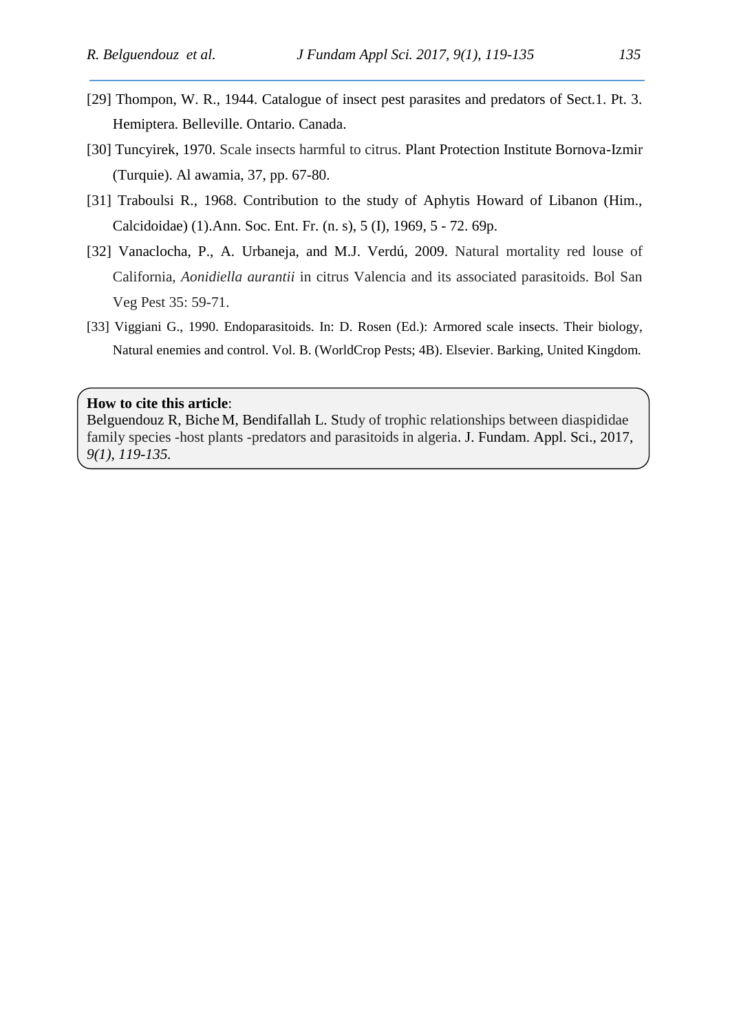[29] Thompon, W. R., 1944. Catalogue of insect pest parasites and predators of Sect.1. Pt. 3. Hemiptera. Belleville. Ontario. Canada.

[30] Tuncyirek, 1970. Scale insects harmful to citrus. Plant Protection Institute Bornova-Izmir (Turquie). Al awamia, 37, pp. 67-80.

[31] Traboulsi R., 1968. Contribution to the study of Aphytis Howard of Libanon (Him., Calcidoidae) (1).Ann. Soc. Ent. Fr. (n. s), 5 (I), 1969, 5 - 72. 69p.

[32] Vanaclocha, P., A. Urbaneja, and M.J. Verdú, 2009. Natural mortality red louse of California, *Aonidiella aurantii* in citrus Valencia and its associated parasitoids. Bol San Veg Pest 35: 59-71.

[33] Viggiani G., 1990. Endoparasitoids. In: D. Rosen (Ed.): Armored scale insects. Their biology, Natural enemies and control. Vol. B. (WorldCrop Pests; 4B). Elsevier. Barking, United Kingdom.

**How to cite this article**:
Belguendouz R, Biche M, Bendifallah L. Study of trophic relationships between diaspididae family species -host plants -predators and parasitoids in algeria. J. Fundam. Appl. Sci., 2017, *9(1), 119-135*.